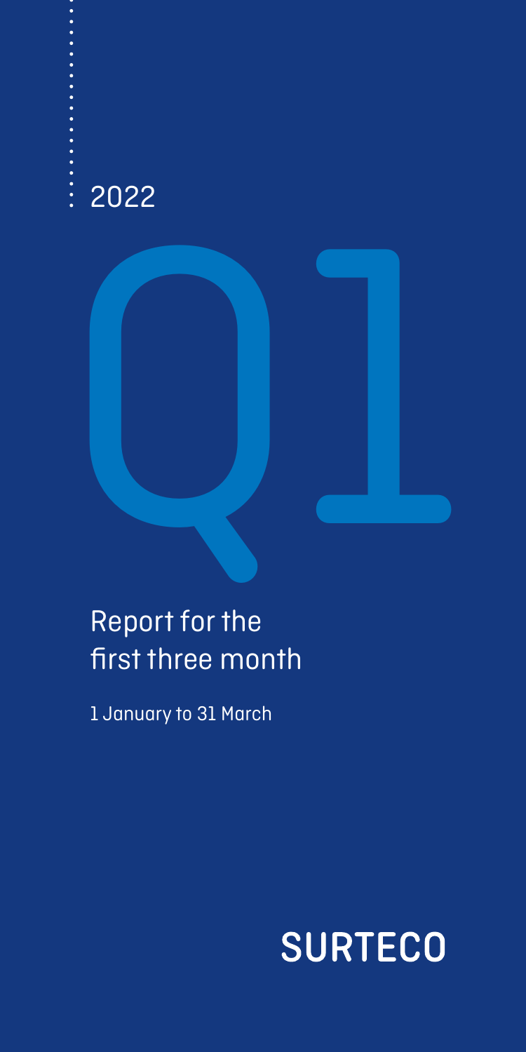2022

# Q1

## Report for the first three month

1 January to 31 March

SURTECO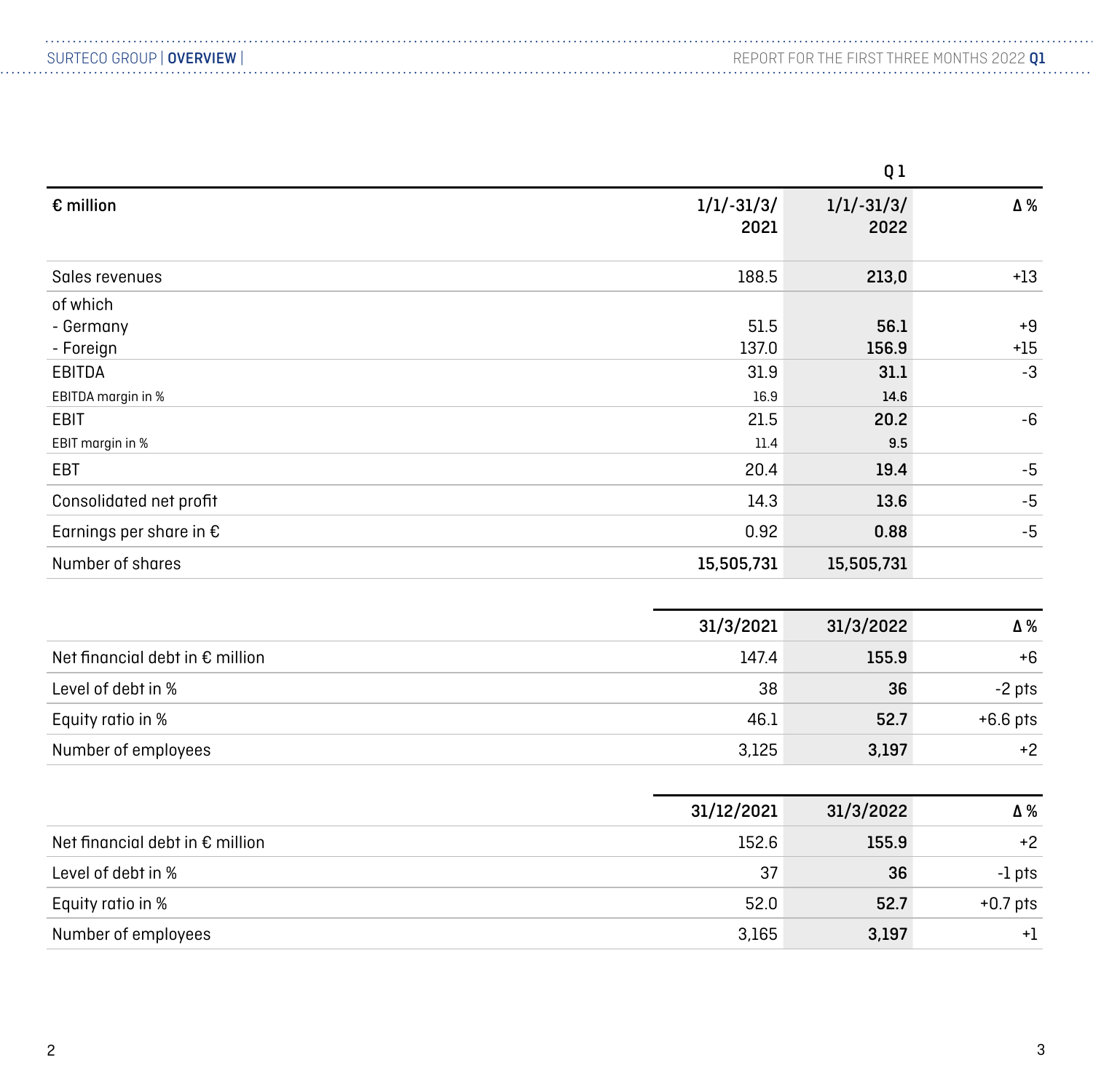| € million | Q 1<br>1/1/-31/3/ 2021 | <br>1/1/-31/3/ 2022 | <br>Δ % |
|---|---|---|---|
| Sales revenues | 188.5 | **213,0** | +13 |
| of which<br>- Germany<br>- Foreign | <br>51.5<br>137.0 | <br>**56.1**<br>**156.9** | <br>+9<br>+15 |
| EBITDA | 31.9 | **31.1** | -3 |
| EBITDA margin in % | 16.9 | **14.6** | |
| EBIT | 21.5 | **20.2** | -6 |
| EBIT margin in % | 11.4 | **9.5** | |
| EBT | 20.4 | **19.4** | -5 |
| Consolidated net profit | 14.3 | **13.6** | -5 |
| Earnings per share in € | 0.92 | **0.88** | -5 |
| Number of shares | **15,505,731** | **15,505,731** | |

| | 31/3/2021 | 31/3/2022 | Δ % |
|---|---|---|---|
| Net financial debt in € million | 147.4 | **155.9** | +6 |
| Level of debt in % | 38 | **36** | -2 pts |
| Equity ratio in % | 46.1 | **52.7** | +6.6 pts |
| Number of employees | 3,125 | **3,197** | +2 |

| | 31/12/2021 | 31/3/2022 | Δ % |
|---|---|---|---|
| Net financial debt in € million | 152.6 | **155.9** | +2 |
| Level of debt in % | 37 | **36** | -1 pts |
| Equity ratio in % | 52.0 | **52.7** | +0.7 pts |
| Number of employees | 3,165 | **3,197** | +1 |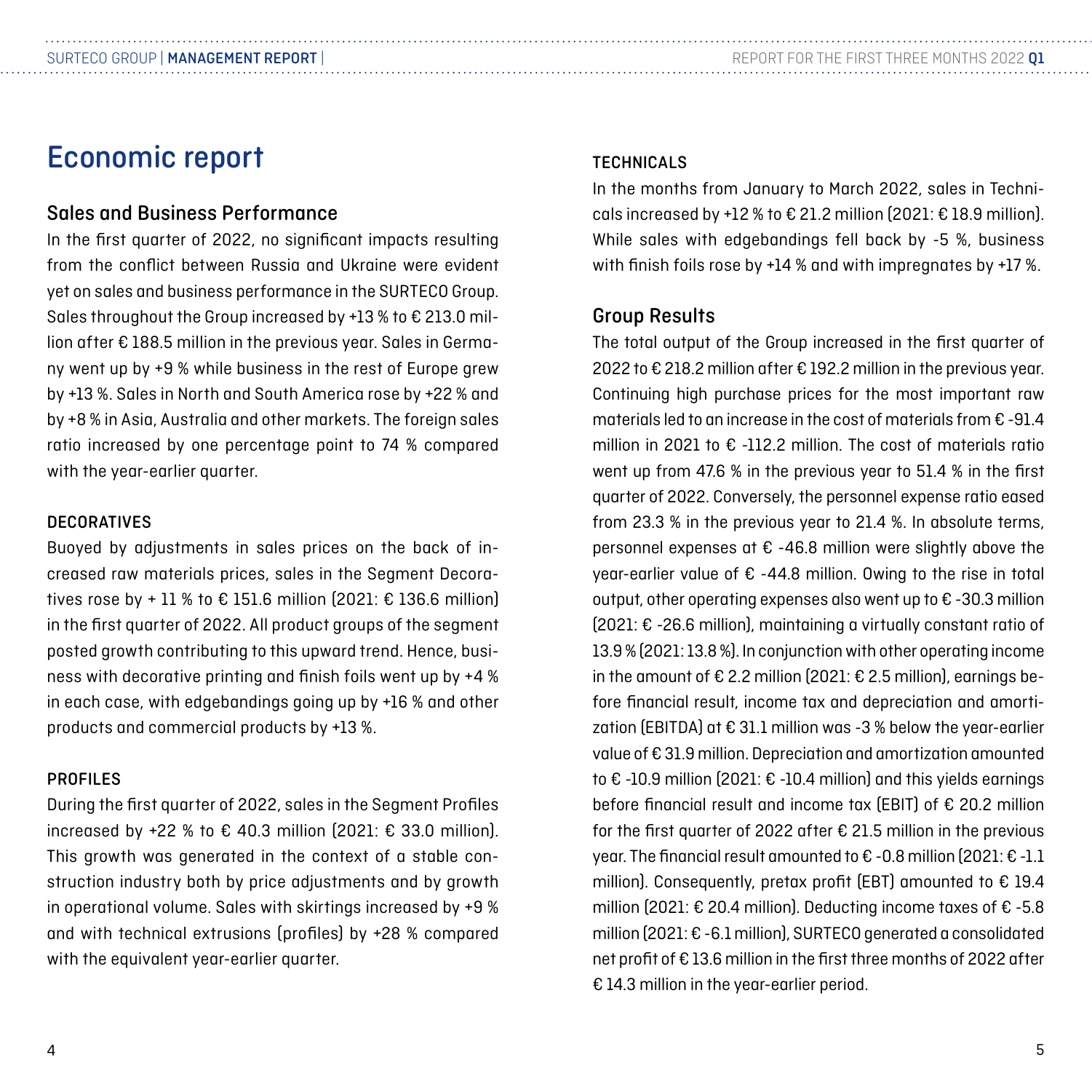# Economic report

## Sales and Business Performance

In the first quarter of 2022, no significant impacts resulting from the conflict between Russia and Ukraine were evident yet on sales and business performance in the SURTECO Group. Sales throughout the Group increased by +13 % to € 213.0 million after € 188.5 million in the previous year. Sales in Germany went up by +9 % while business in the rest of Europe grew by +13 %. Sales in North and South America rose by +22 % and by +8 % in Asia, Australia and other markets. The foreign sales ratio increased by one percentage point to 74 % compared with the year-earlier quarter.

### DECORATIVES

Buoyed by adjustments in sales prices on the back of increased raw materials prices, sales in the Segment Decoratives rose by + 11 % to € 151.6 million (2021: € 136.6 million) in the first quarter of 2022. All product groups of the segment posted growth contributing to this upward trend. Hence, business with decorative printing and finish foils went up by +4 % in each case, with edgebandings going up by +16 % and other products and commercial products by +13 %.

### PROFILES

During the first quarter of 2022, sales in the Segment Profiles increased by +22 % to € 40.3 million (2021: € 33.0 million). This growth was generated in the context of a stable construction industry both by price adjustments and by growth in operational volume. Sales with skirtings increased by +9 % and with technical extrusions (profiles) by +28 % compared with the equivalent year-earlier quarter.

### TECHNICALS

In the months from January to March 2022, sales in Technicals increased by +12 % to € 21.2 million (2021: € 18.9 million). While sales with edgebandings fell back by -5 %, business with finish foils rose by +14 % and with impregnates by +17 %.

## Group Results

The total output of the Group increased in the first quarter of 2022 to € 218.2 million after € 192.2 million in the previous year. Continuing high purchase prices for the most important raw materials led to an increase in the cost of materials from € -91.4 million in 2021 to € -112.2 million. The cost of materials ratio went up from 47.6 % in the previous year to 51.4 % in the first quarter of 2022. Conversely, the personnel expense ratio eased from 23.3 % in the previous year to 21.4 %. In absolute terms, personnel expenses at € -46.8 million were slightly above the year-earlier value of € -44.8 million. Owing to the rise in total output, other operating expenses also went up to € -30.3 million (2021: € -26.6 million), maintaining a virtually constant ratio of 13.9 % (2021: 13.8 %). In conjunction with other operating income in the amount of € 2.2 million (2021: € 2.5 million), earnings before financial result, income tax and depreciation and amortization (EBITDA) at € 31.1 million was -3 % below the year-earlier value of € 31.9 million. Depreciation and amortization amounted to € -10.9 million (2021: € -10.4 million) and this yields earnings before financial result and income tax (EBIT) of € 20.2 million for the first quarter of 2022 after € 21.5 million in the previous year. The financial result amounted to € -0.8 million (2021: € -1.1 million). Consequently, pretax profit (EBT) amounted to € 19.4 million (2021: € 20.4 million). Deducting income taxes of € -5.8 million (2021: € -6.1 million), SURTECO generated a consolidated net profit of € 13.6 million in the first three months of 2022 after € 14.3 million in the year-earlier period.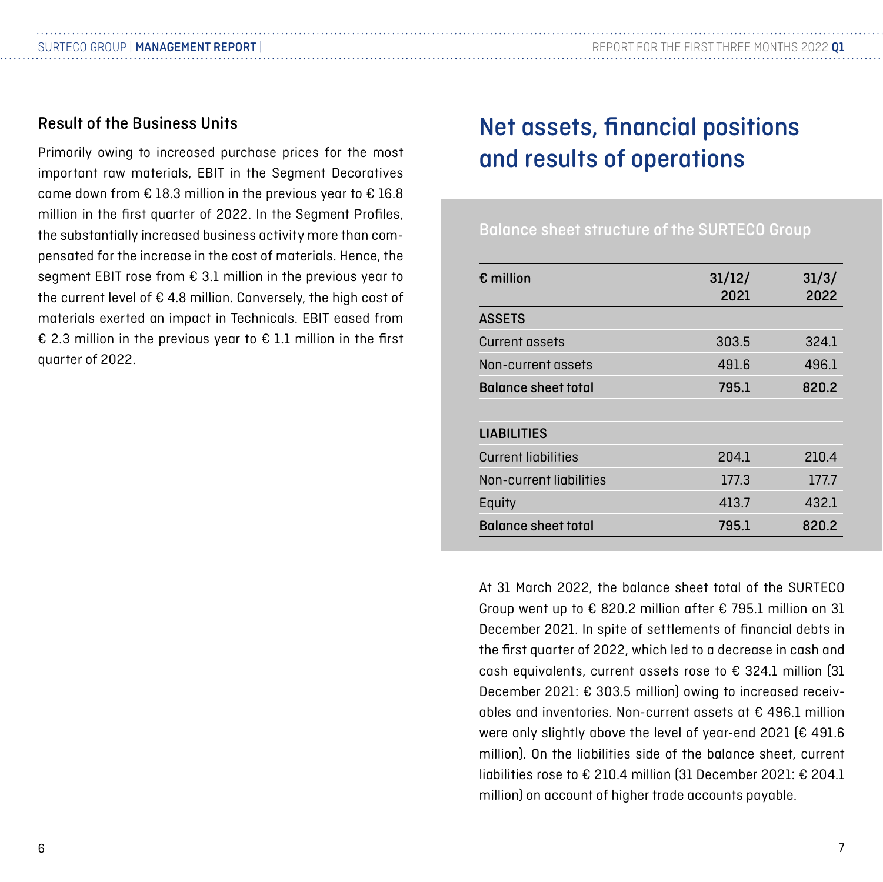### Result of the Business Units

Primarily owing to increased purchase prices for the most important raw materials, EBIT in the Segment Decoratives came down from € 18.3 million in the previous year to € 16.8 million in the first quarter of 2022. In the Segment Profiles, the substantially increased business activity more than compensated for the increase in the cost of materials. Hence, the segment EBIT rose from € 3.1 million in the previous year to the current level of € 4.8 million. Conversely, the high cost of materials exerted an impact in Technicals. EBIT eased from € 2.3 million in the previous year to € 1.1 million in the first quarter of 2022.

## Net assets, financial positions and results of operations

Balance sheet structure of the SURTECO Group

| € million | 31/12/ 2021 | 31/3/ 2022 |
|---|---|---|
| **ASSETS** | | |
| Current assets | 303.5 | 324.1 |
| Non-current assets | 491.6 | 496.1 |
| **Balance sheet total** | **795.1** | **820.2** |
| | | |
| **LIABILITIES** | | |
| Current liabilities | 204.1 | 210.4 |
| Non-current liabilities | 177.3 | 177.7 |
| Equity | 413.7 | 432.1 |
| **Balance sheet total** | **795.1** | **820.2** |

At 31 March 2022, the balance sheet total of the SURTECO Group went up to € 820.2 million after € 795.1 million on 31 December 2021. In spite of settlements of financial debts in the first quarter of 2022, which led to a decrease in cash and cash equivalents, current assets rose to € 324.1 million (31 December 2021: € 303.5 million) owing to increased receivables and inventories. Non-current assets at € 496.1 million were only slightly above the level of year-end 2021 (€ 491.6 million). On the liabilities side of the balance sheet, current liabilities rose to € 210.4 million (31 December 2021: € 204.1 million) on account of higher trade accounts payable.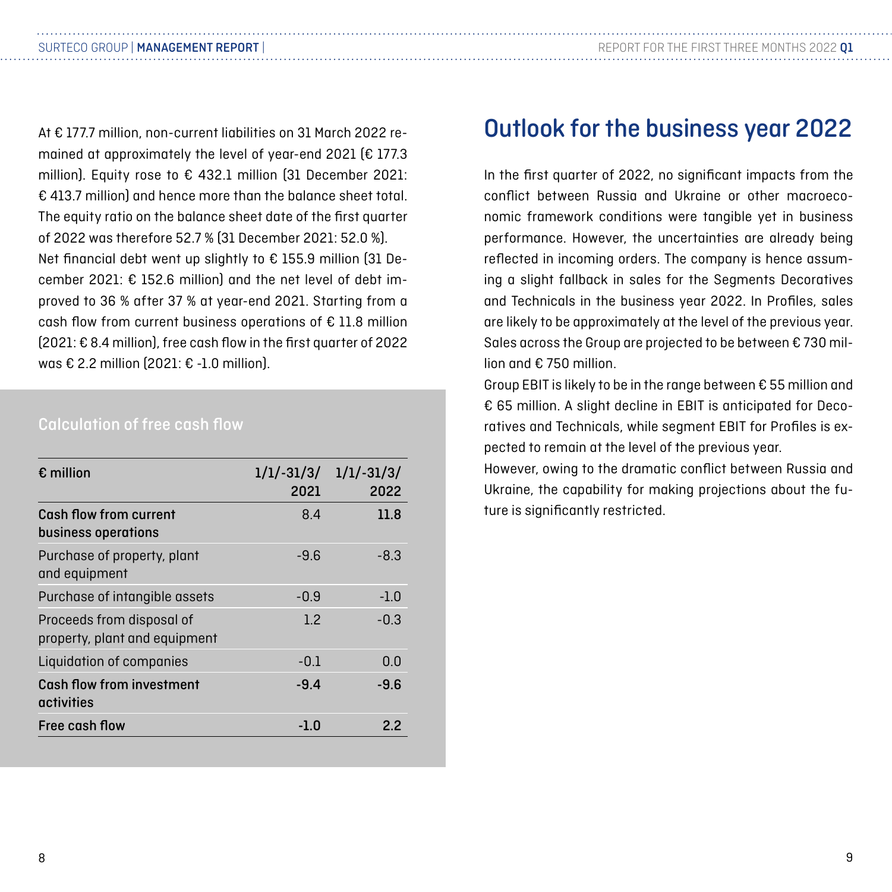At € 177.7 million, non-current liabilities on 31 March 2022 remained at approximately the level of year-end 2021 (€ 177.3 million). Equity rose to € 432.1 million (31 December 2021: € 413.7 million) and hence more than the balance sheet total. The equity ratio on the balance sheet date of the first quarter of 2022 was therefore 52.7 % (31 December 2021: 52.0 %).
Net financial debt went up slightly to € 155.9 million (31 December 2021: € 152.6 million) and the net level of debt improved to 36 % after 37 % at year-end 2021. Starting from a cash flow from current business operations of € 11.8 million (2021: € 8.4 million), free cash flow in the first quarter of 2022 was € 2.2 million (2021: € -1.0 million).

### Calculation of free cash flow

| € million | 1/1/-31/3/ 2021 | 1/1/-31/3/ 2022 |
|---|---|---|
| **Cash flow from current business operations** | 8.4 | **11.8** |
| Purchase of property, plant and equipment | -9.6 | -8.3 |
| Purchase of intangible assets | -0.9 | -1.0 |
| Proceeds from disposal of property, plant and equipment | 1.2 | -0.3 |
| Liquidation of companies | -0.1 | 0.0 |
| **Cash flow from investment activities** | **-9.4** | **-9.6** |
| **Free cash flow** | **-1.0** | **2.2** |

# Outlook for the business year 2022

In the first quarter of 2022, no significant impacts from the conflict between Russia and Ukraine or other macroeconomic framework conditions were tangible yet in business performance. However, the uncertainties are already being reflected in incoming orders. The company is hence assuming a slight fallback in sales for the Segments Decoratives and Technicals in the business year 2022. In Profiles, sales are likely to be approximately at the level of the previous year. Sales across the Group are projected to be between € 730 million and € 750 million.
Group EBIT is likely to be in the range between € 55 million and € 65 million. A slight decline in EBIT is anticipated for Decoratives and Technicals, while segment EBIT for Profiles is expected to remain at the level of the previous year.
However, owing to the dramatic conflict between Russia and Ukraine, the capability for making projections about the future is significantly restricted.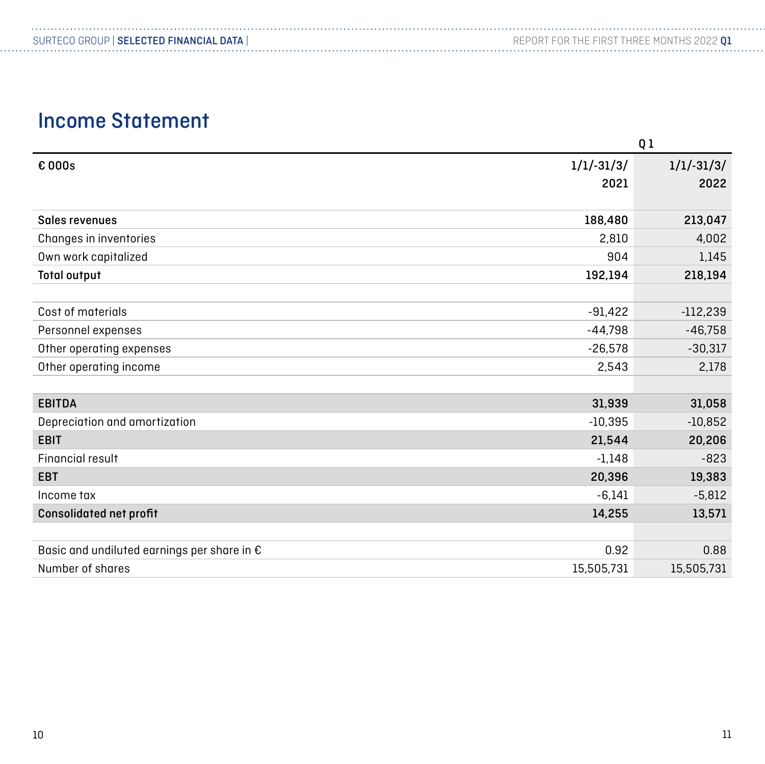# Income Statement

| € 000s | Q 1<br>1/1/-31/3/<br>2021 | <br>1/1/-31/3/<br>2022 |
|---|---|---|
| **Sales revenues** | **188,480** | **213,047** |
| Changes in inventories | 2,810 | 4,002 |
| Own work capitalized | 904 | 1,145 |
| **Total output** | **192,194** | **218,194** |
| | | |
| Cost of materials | -91,422 | -112,239 |
| Personnel expenses | -44,798 | -46,758 |
| Other operating expenses | -26,578 | -30,317 |
| Other operating income | 2,543 | 2,178 |
| | | |
| **EBITDA** | **31,939** | **31,058** |
| Depreciation and amortization | -10,395 | -10,852 |
| **EBIT** | **21,544** | **20,206** |
| Financial result | -1,148 | -823 |
| **EBT** | **20,396** | **19,383** |
| Income tax | -6,141 | -5,812 |
| **Consolidated net profit** | **14,255** | **13,571** |
| | | |
| Basic and undiluted earnings per share in € | 0.92 | 0.88 |
| Number of shares | 15,505,731 | 15,505,731 |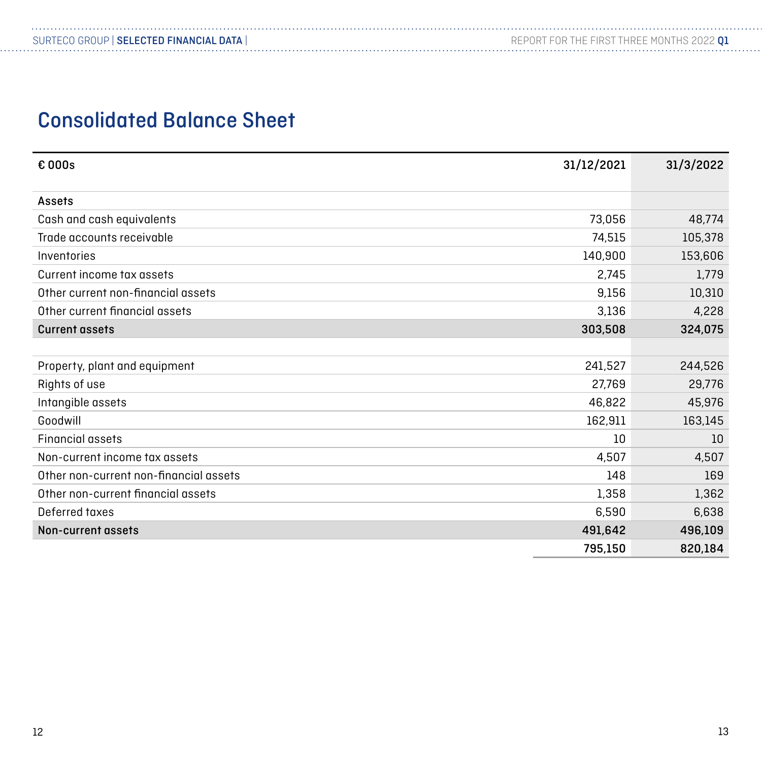# Consolidated Balance Sheet

| € 000s | 31/12/2021 | 31/3/2022 |
|---|---|---|
| **Assets** | | |
| Cash and cash equivalents | 73,056 | 48,774 |
| Trade accounts receivable | 74,515 | 105,378 |
| Inventories | 140,900 | 153,606 |
| Current income tax assets | 2,745 | 1,779 |
| Other current non-financial assets | 9,156 | 10,310 |
| Other current financial assets | 3,136 | 4,228 |
| **Current assets** | **303,508** | **324,075** |
| | | |
| Property, plant and equipment | 241,527 | 244,526 |
| Rights of use | 27,769 | 29,776 |
| Intangible assets | 46,822 | 45,976 |
| Goodwill | 162,911 | 163,145 |
| Financial assets | 10 | 10 |
| Non-current income tax assets | 4,507 | 4,507 |
| Other non-current non-financial assets | 148 | 169 |
| Other non-current financial assets | 1,358 | 1,362 |
| Deferred taxes | 6,590 | 6,638 |
| **Non-current assets** | **491,642** | **496,109** |
| | **795,150** | **820,184** |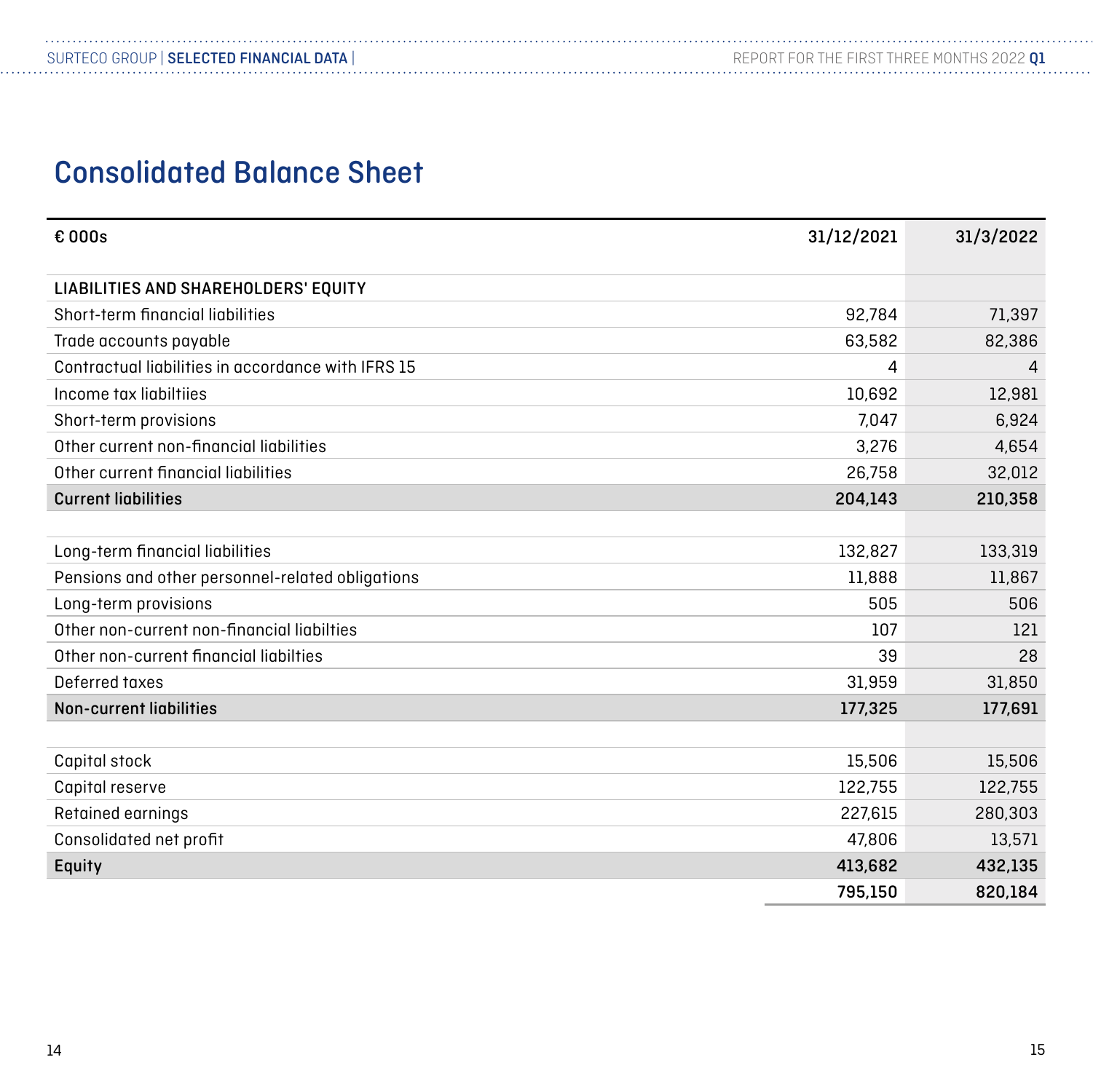# Consolidated Balance Sheet

| € 000s | 31/12/2021 | 31/3/2022 |
|---|---|---|
| **LIABILITIES AND SHAREHOLDERS' EQUITY** | | |
| Short-term financial liabilities | 92,784 | 71,397 |
| Trade accounts payable | 63,582 | 82,386 |
| Contractual liabilities in accordance with IFRS 15 | 4 | 4 |
| Income tax liabiltiies | 10,692 | 12,981 |
| Short-term provisions | 7,047 | 6,924 |
| Other current non-financial liabilities | 3,276 | 4,654 |
| Other current financial liabilities | 26,758 | 32,012 |
| **Current liabilities** | **204,143** | **210,358** |
| | | |
| Long-term financial liabilities | 132,827 | 133,319 |
| Pensions and other personnel-related obligations | 11,888 | 11,867 |
| Long-term provisions | 505 | 506 |
| Other non-current non-financial liabilties | 107 | 121 |
| Other non-current financial liabilties | 39 | 28 |
| Deferred taxes | 31,959 | 31,850 |
| **Non-current liabilities** | **177,325** | **177,691** |
| | | |
| Capital stock | 15,506 | 15,506 |
| Capital reserve | 122,755 | 122,755 |
| Retained earnings | 227,615 | 280,303 |
| Consolidated net profit | 47,806 | 13,571 |
| **Equity** | **413,682** | **432,135** |
| | **795,150** | **820,184** |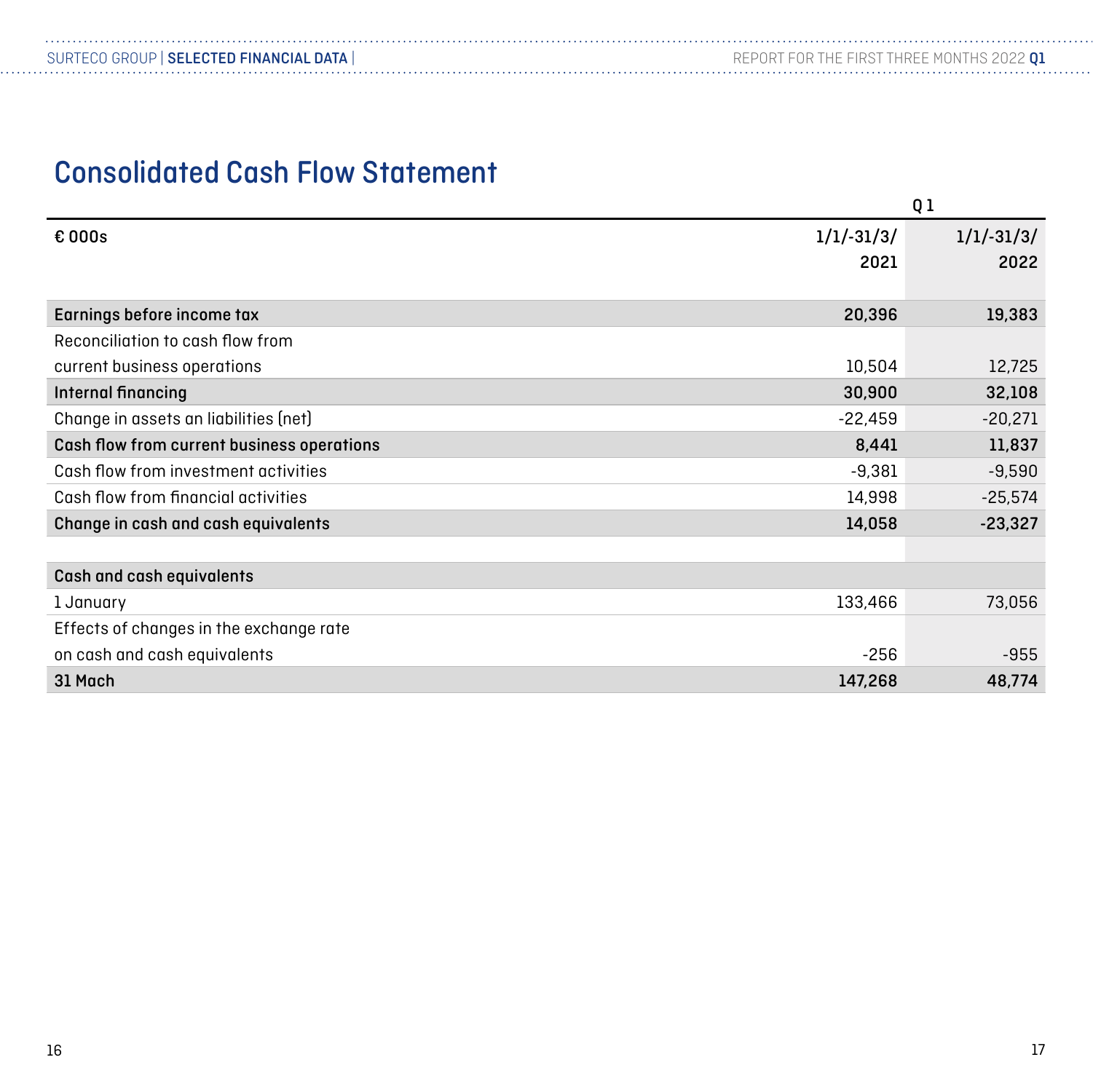# Consolidated Cash Flow Statement

| € 000s | 1/1/-31/3/ 2021 | Q 1<br>1/1/-31/3/ 2022 |
|---|---|---|
| **Earnings before income tax** | **20,396** | **19,383** |
| Reconciliation to cash flow from current business operations | 10,504 | 12,725 |
| **Internal financing** | **30,900** | **32,108** |
| Change in assets an liabilities (net) | -22,459 | -20,271 |
| **Cash flow from current business operations** | **8,441** | **11,837** |
| Cash flow from investment activities | -9,381 | -9,590 |
| Cash flow from financial activities | 14,998 | -25,574 |
| **Change in cash and cash equivalents** | **14,058** | **-23,327** |
| | | |
| **Cash and cash equivalents** | | |
| 1 January | 133,466 | 73,056 |
| Effects of changes in the exchange rate on cash and cash equivalents | -256 | -955 |
| **31 Mach** | **147,268** | **48,774** |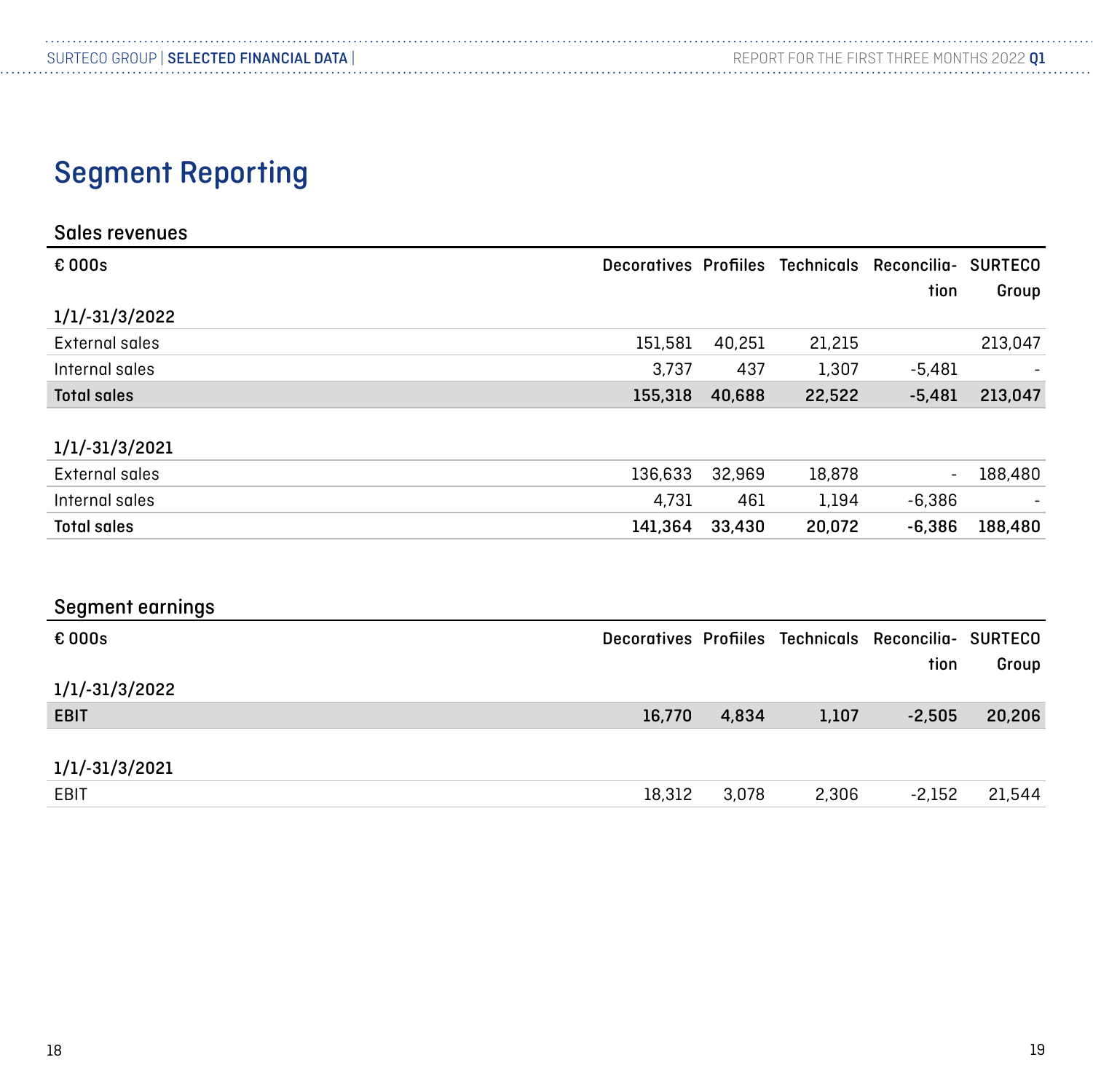# Segment Reporting

## Sales revenues

| € 000s | Decoratives | Profiles | Technicals | Reconciliation | SURTECO Group |
|---|---|---|---|---|---|
| **1/1/-31/3/2022** | | | | | |
| External sales | 151,581 | 40,251 | 21,215 | | 213,047 |
| Internal sales | 3,737 | 437 | 1,307 | -5,481 | - |
| **Total sales** | **155,318** | **40,688** | **22,522** | **-5,481** | **213,047** |
| | | | | | |
| **1/1/-31/3/2021** | | | | | |
| External sales | 136,633 | 32,969 | 18,878 | - | 188,480 |
| Internal sales | 4,731 | 461 | 1,194 | -6,386 | - |
| **Total sales** | **141,364** | **33,430** | **20,072** | **-6,386** | **188,480** |

## Segment earnings

| € 000s | Decoratives | Profiles | Technicals | Reconciliation | SURTECO Group |
|---|---|---|---|---|---|
| **1/1/-31/3/2022** | | | | | |
| **EBIT** | **16,770** | **4,834** | **1,107** | **-2,505** | **20,206** |
| | | | | | |
| **1/1/-31/3/2021** | | | | | |
| EBIT | 18,312 | 3,078 | 2,306 | -2,152 | 21,544 |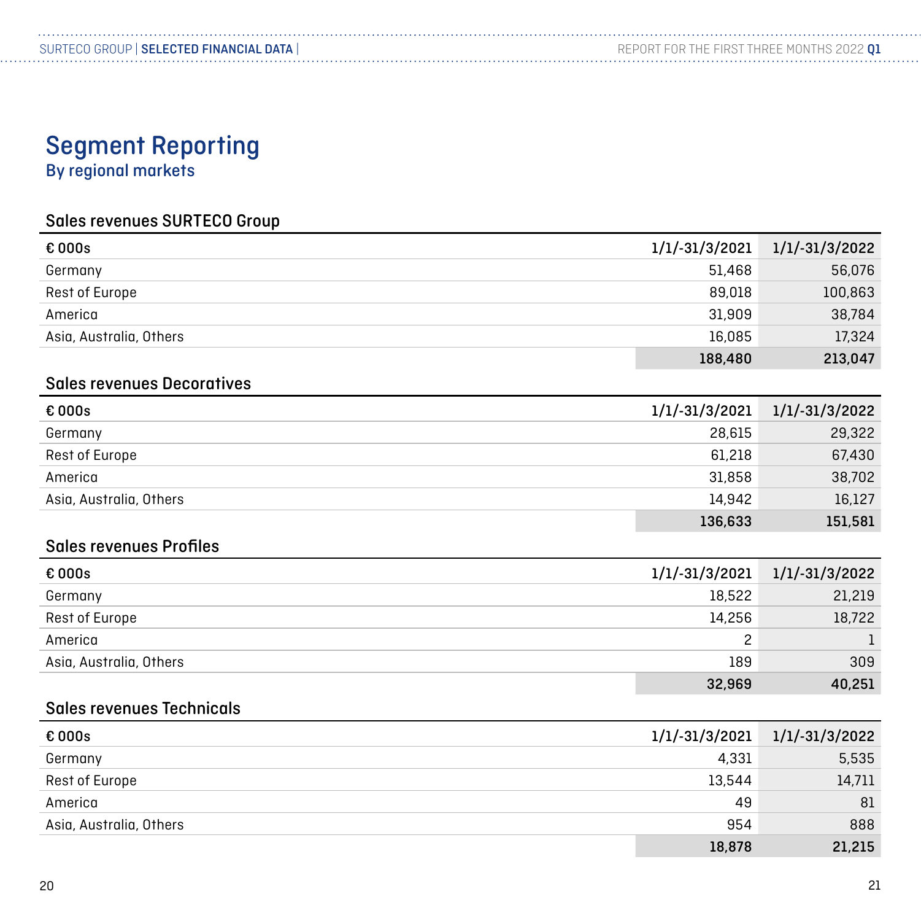# Segment Reporting

## By regional markets

### Sales revenues SURTECO Group

| € 000s | 1/1/-31/3/2021 | 1/1/-31/3/2022 |
|---|---|---|
| Germany | 51,468 | 56,076 |
| Rest of Europe | 89,018 | 100,863 |
| America | 31,909 | 38,784 |
| Asia, Australia, Others | 16,085 | 17,324 |
| | **188,480** | **213,047** |

### Sales revenues Decoratives

| € 000s | 1/1/-31/3/2021 | 1/1/-31/3/2022 |
|---|---|---|
| Germany | 28,615 | 29,322 |
| Rest of Europe | 61,218 | 67,430 |
| America | 31,858 | 38,702 |
| Asia, Australia, Others | 14,942 | 16,127 |
| | **136,633** | **151,581** |

### Sales revenues Profiles

| € 000s | 1/1/-31/3/2021 | 1/1/-31/3/2022 |
|---|---|---|
| Germany | 18,522 | 21,219 |
| Rest of Europe | 14,256 | 18,722 |
| America | 2 | 1 |
| Asia, Australia, Others | 189 | 309 |
| | **32,969** | **40,251** |

### Sales revenues Technicals

| € 000s | 1/1/-31/3/2021 | 1/1/-31/3/2022 |
|---|---|---|
| Germany | 4,331 | 5,535 |
| Rest of Europe | 13,544 | 14,711 |
| America | 49 | 81 |
| Asia, Australia, Others | 954 | 888 |
| | **18,878** | **21,215** |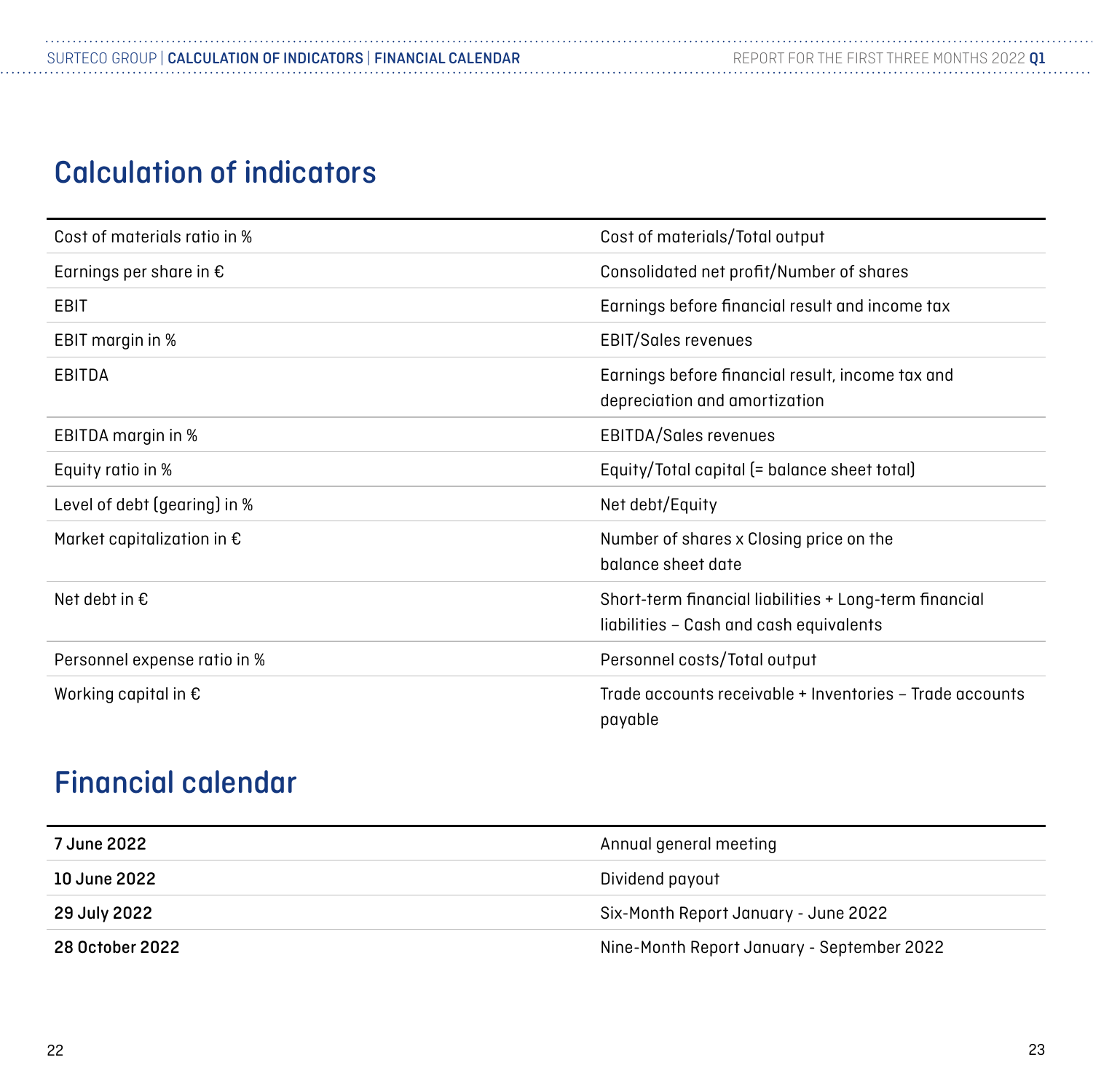## Calculation of indicators

| | |
|---|---|
| Cost of materials ratio in % | Cost of materials/Total output |
| Earnings per share in € | Consolidated net profit/Number of shares |
| EBIT | Earnings before financial result and income tax |
| EBIT margin in % | EBIT/Sales revenues |
| EBITDA | Earnings before financial result, income tax and depreciation and amortization |
| EBITDA margin in % | EBITDA/Sales revenues |
| Equity ratio in % | Equity/Total capital (= balance sheet total) |
| Level of debt (gearing) in % | Net debt/Equity |
| Market capitalization in € | Number of shares x Closing price on the balance sheet date |
| Net debt in € | Short-term financial liabilities + Long-term financial liabilities – Cash and cash equivalents |
| Personnel expense ratio in % | Personnel costs/Total output |
| Working capital in € | Trade accounts receivable + Inventories – Trade accounts payable |

## Financial calendar

| | |
|---|---|
| **7 June 2022** | Annual general meeting |
| **10 June 2022** | Dividend payout |
| **29 July 2022** | Six-Month Report January - June 2022 |
| **28 October 2022** | Nine-Month Report January - September 2022 |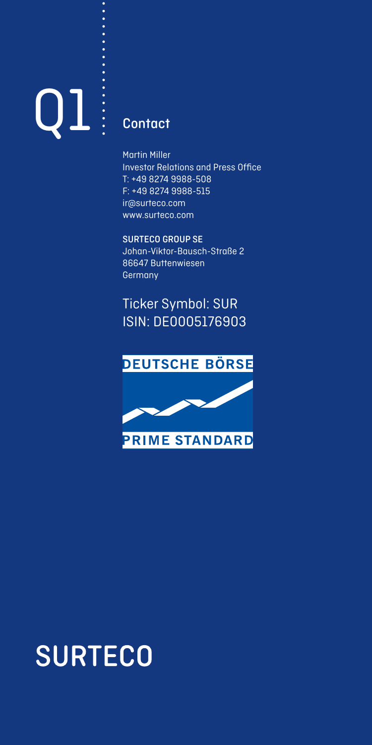Q1

## Contact

Martin Miller
Investor Relations and Press Office
T: +49 8274 9988-508
F: +49 8274 9988-515
ir@surteco.com
www.surteco.com

**SURTECO GROUP SE**
Johan-Viktor-Bausch-Straße 2
86647 Buttenwiesen
Germany

Ticker Symbol: SUR
ISIN: DE0005176903

DEUTSCHE BÖRSE
PRIME STANDARD

SURTECO